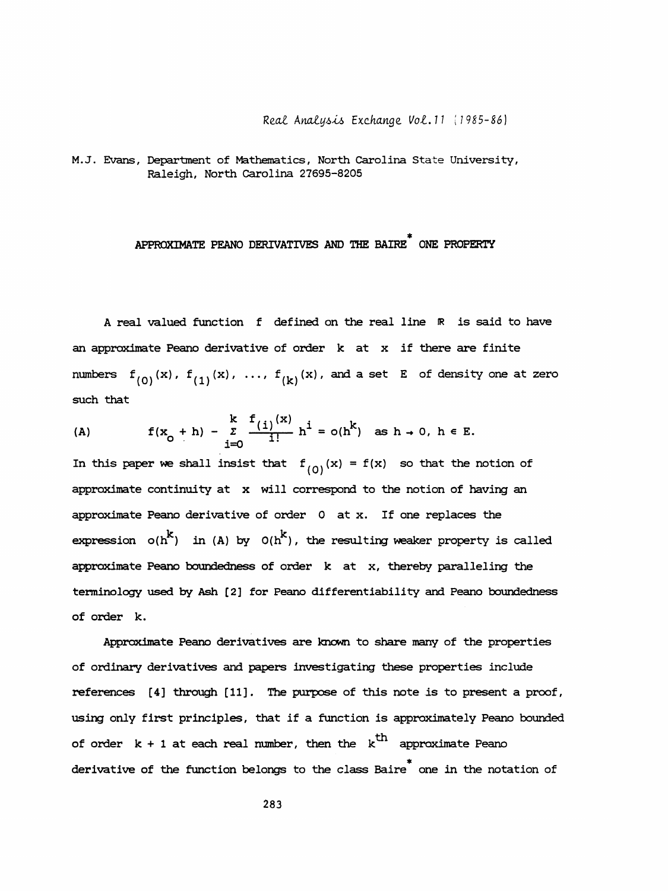M.J. Evans, Department of Mathematics, North Carolina State University, Raleigh, North Carolina 27695-8205

# APPROXIMATE PEANO DERIVATIVES AND THE BAIRE* ONE PROPERTY

A real valued function $f$ defined on the real line $\mathbb{R}$ is said to have an approximate Peano derivative of order $k$ at $x$ if there are finite numbers $f_{(0)}(x)$, $f_{(1)}(x)$, ..., $f_{(k)}(x)$, and a set $E$ of density one at zero such that

$$\text{(A)} \qquad f(x_o + h) - \sum_{i=0}^{k} \frac{f_{(i)}(x)}{i!} h^i = o(h^k) \quad \text{as } h \to 0,\ h \in E.$$

In this paper we shall insist that $f_{(0)}(x) = f(x)$ so that the notion of approximate continuity at $x$ will correspond to the notion of having an approximate Peano derivative of order $0$ at $x$. If one replaces the expression $o(h^k)$ in (A) by $O(h^k)$, the resulting weaker property is called approximate Peano boundedness of order $k$ at $x$, thereby paralleling the terminology used by Ash [2] for Peano differentiability and Peano boundedness of order $k$.

Approximate Peano derivatives are known to share many of the properties of ordinary derivatives and papers investigating these properties include references [4] through [11]. The purpose of this note is to present a proof, using only first principles, that if a function is approximately Peano bounded of order $k + 1$ at each real number, then the $k^{th}$ approximate Peano derivative of the function belongs to the class Baire* one in the notation of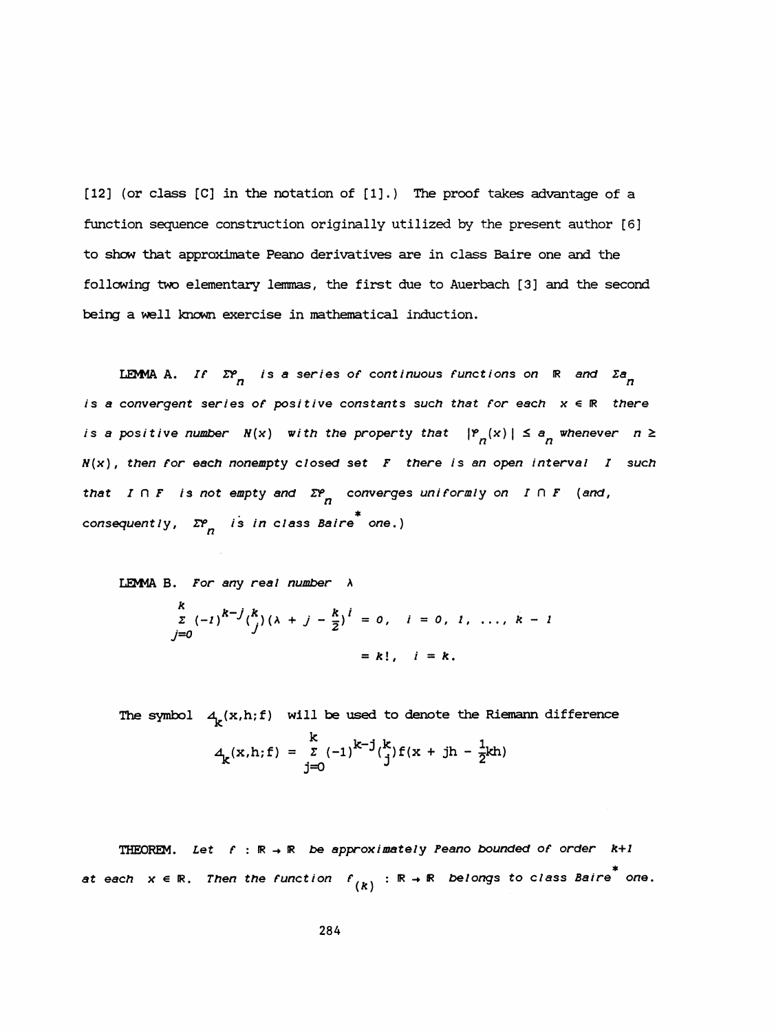[12] (or class [C] in the notation of [1].) The proof takes advantage of a function sequence construction originally utilized by the present author [6] to show that approximate Peano derivatives are in class Baire one and the following two elementary lemmas, the first due to Auerbach [3] and the second being a well known exercise in mathematical induction.

LEMMA A. *If $\Sigma\varphi_n$ is a series of continuous functions on $\mathbb{R}$ and $\Sigma a_n$ is a convergent series of positive constants such that for each $x \in \mathbb{R}$ there is a positive number $N(x)$ with the property that $|\varphi_n(x)| \le a_n$ whenever $n \ge N(x)$, then for each nonempty closed set $F$ there is an open interval $I$ such that $I \cap F$ is not empty and $\Sigma\varphi_n$ converges uniformly on $I \cap F$ (and, consequently, $\Sigma\varphi_n$ is in class Baire$^*$ one.)*

LEMMA B. *For any real number $\lambda$*

$$\sum_{j=0}^{k} (-1)^{k-j}\binom{k}{j}\left(\lambda + j - \frac{k}{2}\right)^i = 0, \quad i = 0, 1, \ldots, k-1$$

$$= k!, \quad i = k.$$

The symbol $\Delta_k(x,h;f)$ will be used to denote the Riemann difference

$$\Delta_k(x,h;f) = \sum_{j=0}^{k} (-1)^{k-j}\binom{k}{j} f\left(x + jh - \tfrac{1}{2}kh\right)$$

THEOREM. *Let $f : \mathbb{R} \to \mathbb{R}$ be approximately Peano bounded of order $k+1$ at each $x \in \mathbb{R}$. Then the function $f_{(k)} : \mathbb{R} \to \mathbb{R}$ belongs to class Baire$^*$ one.*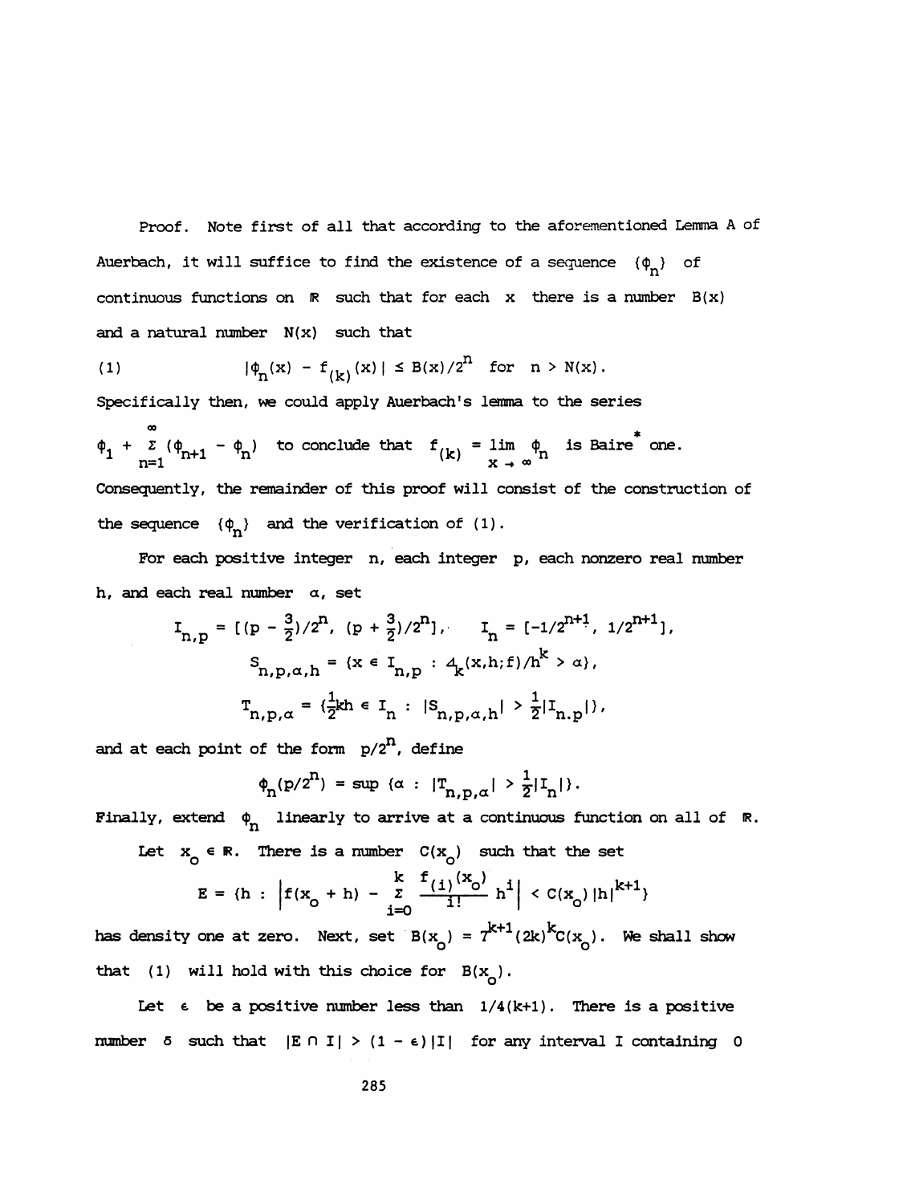Proof. Note first of all that according to the aforementioned Lemma A of Auerbach, it will suffice to find the existence of a sequence $\{\phi_n\}$ of continuous functions on $\mathbb{R}$ such that for each $x$ there is a number $B(x)$ and a natural number $N(x)$ such that

$$(1) \qquad |\phi_n(x) - f_{(k)}(x)| \le B(x)/2^n \quad \text{for} \quad n > N(x).$$

Specifically then, we could apply Auerbach's lemma to the series $\phi_1 + \sum_{n=1}^{\infty} (\phi_{n+1} - \phi_n)$ to conclude that $f_{(k)} = \lim_{x \to \infty} \phi_n$ is Baire$^*$ one. Consequently, the remainder of this proof will consist of the construction of the sequence $\{\phi_n\}$ and the verification of (1).

For each positive integer $n$, each integer $p$, each nonzero real number $h$, and each real number $\alpha$, set

$$I_{n,p} = [(p - \tfrac{3}{2})/2^n,\ (p + \tfrac{3}{2})/2^n], \qquad I_n = [-1/2^{n+1},\ 1/2^{n+1}],$$

$$S_{n,p,\alpha,h} = \{x \in I_{n,p} : \Delta_k(x,h;f)/h^k > \alpha\},$$

$$T_{n,p,\alpha} = \{\tfrac{1}{2}kh \in I_n : |S_{n,p,\alpha,h}| > \tfrac{1}{2}|I_{n,p}|\},$$

and at each point of the form $p/2^n$, define

$$\phi_n(p/2^n) = \sup \{\alpha : |T_{n,p,\alpha}| > \tfrac{1}{2}|I_n|\}.$$

Finally, extend $\phi_n$ linearly to arrive at a continuous function on all of $\mathbb{R}$.

Let $x_o \in \mathbb{R}$. There is a number $C(x_o)$ such that the set

$$E = \{h : \left| f(x_o + h) - \sum_{i=0}^{k} \frac{f_{(i)}(x_o)}{i!} h^i \right| < C(x_o)|h|^{k+1}\}$$

has density one at zero. Next, set $B(x_o) = 7^{k+1}(2k)^k C(x_o)$. We shall show that (1) will hold with this choice for $B(x_o)$.

Let $\epsilon$ be a positive number less than $1/4(k+1)$. There is a positive number $\delta$ such that $|E \cap I| > (1 - \epsilon)|I|$ for any interval I containing 0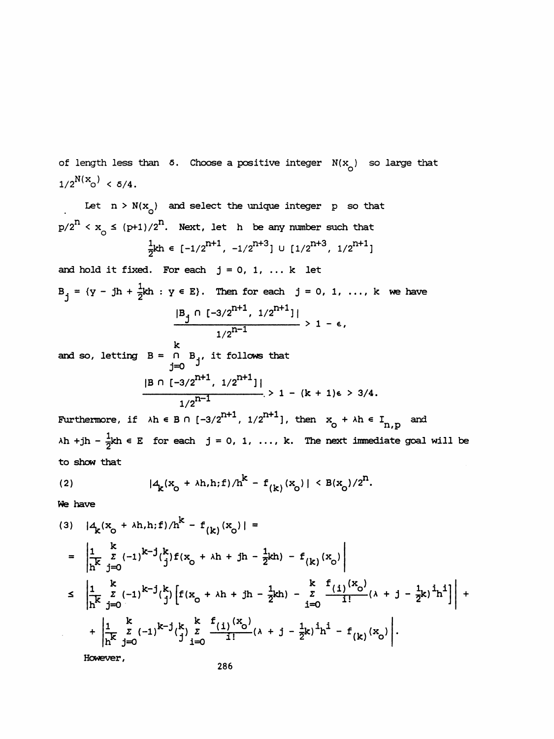of length less than $\delta$. Choose a positive integer $N(x_o)$ so large that $1/2^{N(x_o)} < \delta/4$.

Let $n > N(x_o)$ and select the unique integer $p$ so that $p/2^n < x_o \le (p+1)/2^n$. Next, let $h$ be any number such that

$$\tfrac{1}{2}kh \in [-1/2^{n+1}, -1/2^{n+3}] \cup [1/2^{n+3}, 1/2^{n+1}]$$

and hold it fixed. For each $j = 0, 1, \ldots k$ let $B_j = \{y - jh + \frac{1}{2}kh : y \in E\}$. Then for each $j = 0, 1, \ldots, k$ we have

$$\frac{|B_j \cap [-3/2^{n+1}, 1/2^{n+1}]|}{1/2^{n-1}} > 1 - \epsilon,$$

and so, letting $B = \bigcap_{j=0}^{k} B_j$, it follows that

$$\frac{|B \cap [-3/2^{n+1}, 1/2^{n+1}]|}{1/2^{n-1}} > 1 - (k+1)\epsilon > 3/4.$$

Furthermore, if $\lambda h \in B \cap [-3/2^{n+1}, 1/2^{n+1}]$, then $x_o + \lambda h \in I_{n,p}$ and $\lambda h + jh - \frac{1}{2}kh \in E$ for each $j = 0, 1, \ldots, k$. The next immediate goal will be to show that

$$|\Delta_k(x_o + \lambda h, h; f)/h^k - f_{(k)}(x_o)| < B(x_o)/2^n. \tag{2}$$

We have

$$
\begin{aligned}
(3)\quad & |\Delta_k(x_o + \lambda h, h; f)/h^k - f_{(k)}(x_o)| = \\
&= \left| \frac{1}{h^k} \sum_{j=0}^{k} (-1)^{k-j}\binom{k}{j} f(x_o + \lambda h + jh - \tfrac{1}{2}kh) - f_{(k)}(x_o) \right| \\
&\le \left| \frac{1}{h^k} \sum_{j=0}^{k} (-1)^{k-j}\binom{k}{j} \left[ f(x_o + \lambda h + jh - \tfrac{1}{2}kh) - \sum_{i=0}^{k} \frac{f_{(i)}(x_o)}{i!}(\lambda + j - \tfrac{1}{2}k)^i h^i \right] \right| + \\
&\quad + \left| \frac{1}{h^k} \sum_{j=0}^{k} (-1)^{k-j}\binom{k}{j} \sum_{i=0}^{k} \frac{f_{(i)}(x_o)}{i!}(\lambda + j - \tfrac{1}{2}k)^i h^i - f_{(k)}(x_o) \right|.
\end{aligned}
$$

However,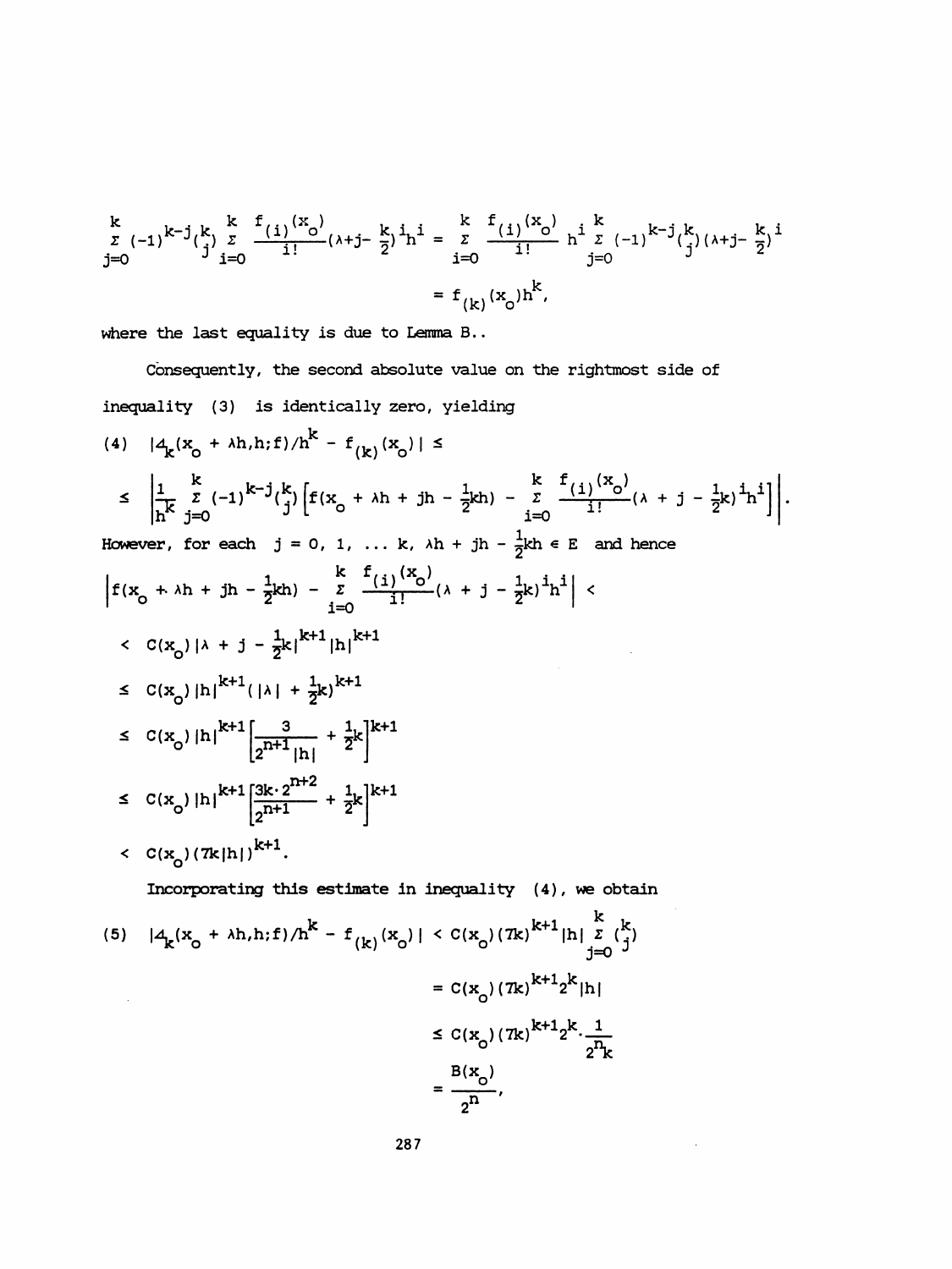$$\sum_{j=0}^{k} (-1)^{k-j}\binom{k}{j} \sum_{i=0}^{k} \frac{f_{(i)}(x_o)}{i!}(\lambda+j-\tfrac{k}{2})^i h^i = \sum_{i=0}^{k} \frac{f_{(i)}(x_o)}{i!} h^i \sum_{j=0}^{k} (-1)^{k-j}\binom{k}{j}(\lambda+j-\tfrac{k}{2})^i$$

$$= f_{(k)}(x_o)h^k,$$

where the last equality is due to Lemma B..

Consequently, the second absolute value on the rightmost side of inequality (3) is identically zero, yielding

$$(4) \quad |\Delta_k(x_o + \lambda h, h; f)/h^k - f_{(k)}(x_o)| \le$$

$$\le \left| \frac{1}{h^k} \sum_{j=0}^{k} (-1)^{k-j}\binom{k}{j} \left[ f(x_o + \lambda h + jh - \tfrac{1}{2}kh) - \sum_{i=0}^{k} \frac{f_{(i)}(x_o)}{i!}(\lambda + j - \tfrac{1}{2}k)^i h^i \right] \right|.$$

However, for each $j = 0, 1, \ldots k$, $\lambda h + jh - \frac{1}{2}kh \in E$ and hence

$$\left| f(x_o + \lambda h + jh - \tfrac{1}{2}kh) - \sum_{i=0}^{k} \frac{f_{(i)}(x_o)}{i!}(\lambda + j - \tfrac{1}{2}k)^i h^i \right| <$$

$$< C(x_o)|\lambda + j - \tfrac{1}{2}k|^{k+1}|h|^{k+1}$$

$$\le C(x_o)|h|^{k+1}(|\lambda| + \tfrac{1}{2}k)^{k+1}$$

$$\le C(x_o)|h|^{k+1}\left[\frac{3}{2^{n+1}|h|} + \tfrac{1}{2}k\right]^{k+1}$$

$$\le C(x_o)|h|^{k+1}\left[\frac{3k\cdot 2^{n+2}}{2^{n+1}} + \tfrac{1}{2}k\right]^{k+1}$$

$$< C(x_o)(7k|h|)^{k+1}.$$

Incorporating this estimate in inequality (4), we obtain

$$(5) \quad |\Delta_k(x_o + \lambda h, h; f)/h^k - f_{(k)}(x_o)| < C(x_o)(7k)^{k+1}|h| \sum_{j=0}^{k}\binom{k}{j}$$

$$= C(x_o)(7k)^{k+1}2^k|h|$$

$$\le C(x_o)(7k)^{k+1}2^k \cdot \frac{1}{2^n k}$$

$$= \frac{B(x_o)}{2^n},$$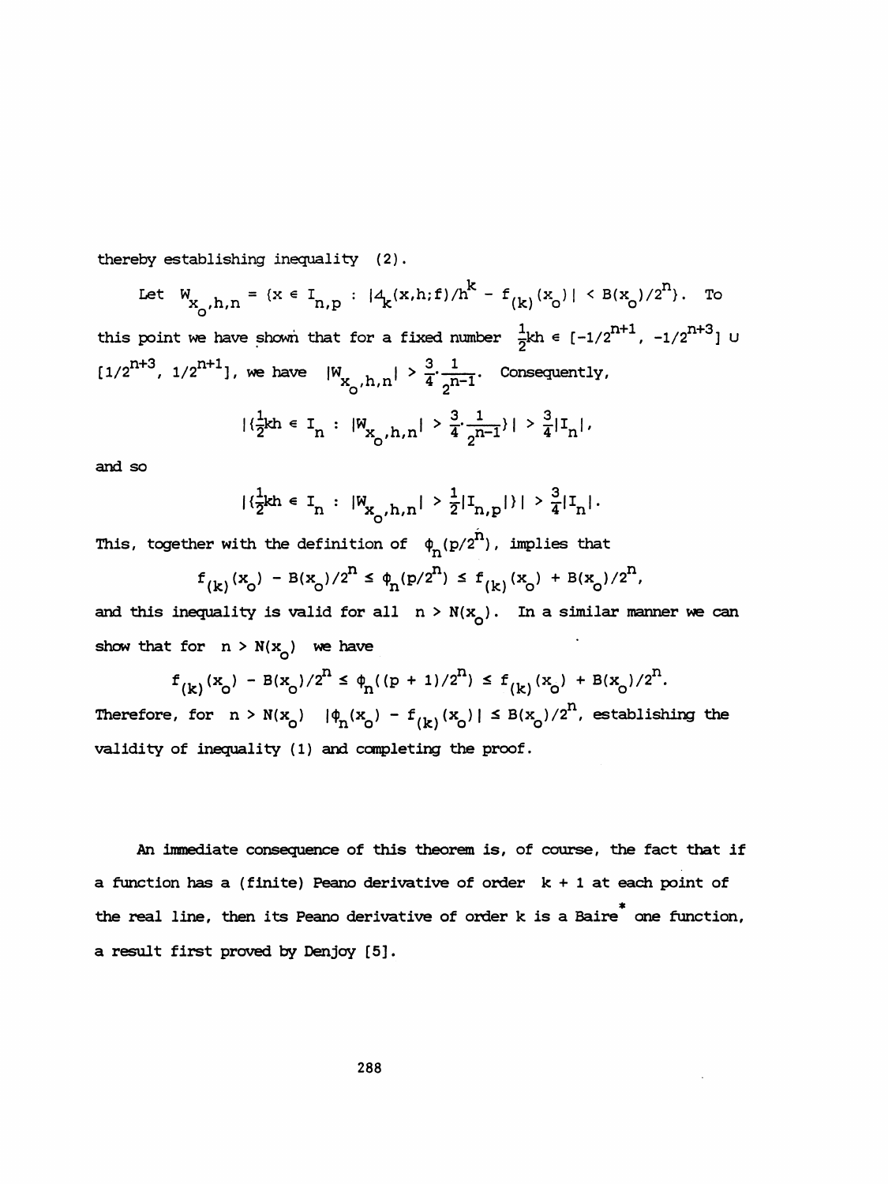thereby establishing inequality (2).

Let $W_{x_o,h,n} = \{x \in I_{n,p} : |\Delta_k(x,h;f)/h^k - f_{(k)}(x_o)| < B(x_o)/2^n\}$. To this point we have shown that for a fixed number $\frac{1}{2}kh \in [-1/2^{n+1}, -1/2^{n+3}] \cup [1/2^{n+3}, 1/2^{n+1}]$, we have $|W_{x_o,h,n}| > \frac{3}{4}\cdot\frac{1}{2^{n-1}}$. Consequently,

$$|\{\tfrac{1}{2}kh \in I_n : |W_{x_o,h,n}| > \tfrac{3}{4}\cdot\tfrac{1}{2^{n-1}}\}| > \tfrac{3}{4}|I_n|,$$

and so

$$|\{\tfrac{1}{2}kh \in I_n : |W_{x_o,h,n}| > \tfrac{1}{2}|I_{n,p}|\}| > \tfrac{3}{4}|I_n|.$$

This, together with the definition of $\phi_n(p/2^n)$, implies that

$$f_{(k)}(x_o) - B(x_o)/2^n \le \phi_n(p/2^n) \le f_{(k)}(x_o) + B(x_o)/2^n,$$

and this inequality is valid for all $n > N(x_o)$. In a similar manner we can show that for $n > N(x_o)$ we have

$$f_{(k)}(x_o) - B(x_o)/2^n \le \phi_n((p+1)/2^n) \le f_{(k)}(x_o) + B(x_o)/2^n.$$

Therefore, for $n > N(x_o)$ $|\phi_n(x_o) - f_{(k)}(x_o)| \le B(x_o)/2^n$, establishing the validity of inequality (1) and completing the proof.

An immediate consequence of this theorem is, of course, the fact that if a function has a (finite) Peano derivative of order $k + 1$ at each point of the real line, then its Peano derivative of order k is a Baire* one function, a result first proved by Denjoy [5].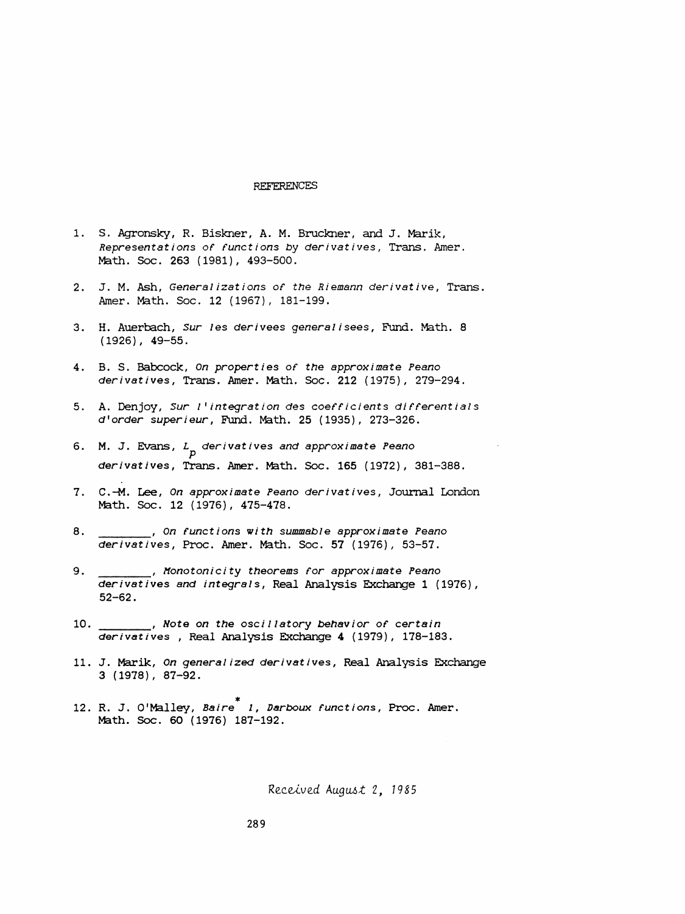## REFERENCES

1. S. Agronsky, R. Biskner, A. M. Bruckner, and J. Marik, *Representations of functions by derivatives*, Trans. Amer. Math. Soc. **263** (1981), 493-500.

2. J. M. Ash, *Generalizations of the Riemann derivative*, Trans. Amer. Math. Soc. 12 (1967), 181-199.

3. H. Auerbach, *Sur les derivees generalisees*, Fund. Math. 8 (1926), 49-55.

4. B. S. Babcock, *On properties of the approximate Peano derivatives*, Trans. Amer. Math. Soc. **212** (1975), 279-294.

5. A. Denjoy, *Sur l'integration des coefficients differentials d'order superieur*, Fund. Math. 25 (1935), 273-326.

6. M. J. Evans, *$L_p$ derivatives and approximate Peano derivatives*, Trans. Amer. Math. Soc. **165** (1972), 381-388.

7. C.-M. Lee, *On approximate Peano derivatives*, Journal London Math. Soc. 12 (1976), 475-478.

8. ________, *On functions with summable approximate Peano derivatives*, Proc. Amer. Math. Soc. **57** (1976), 53-57.

9. ________, *Monotonicity theorems for approximate Peano derivatives and integrals*, Real Analysis Exchange 1 (1976), 52-62.

10. ________, *Note on the oscillatory behavior of certain derivatives* , Real Analysis Exchange **4** (1979), 178-183.

11. J. Marik, *On generalized derivatives*, Real Analysis Exchange 3 (1978), 87-92.

12. R. J. O'Malley, *Baire$^*$ 1, Darboux functions*, Proc. Amer. Math. Soc. 60 (1976) 187-192.

Received August 2, 1985